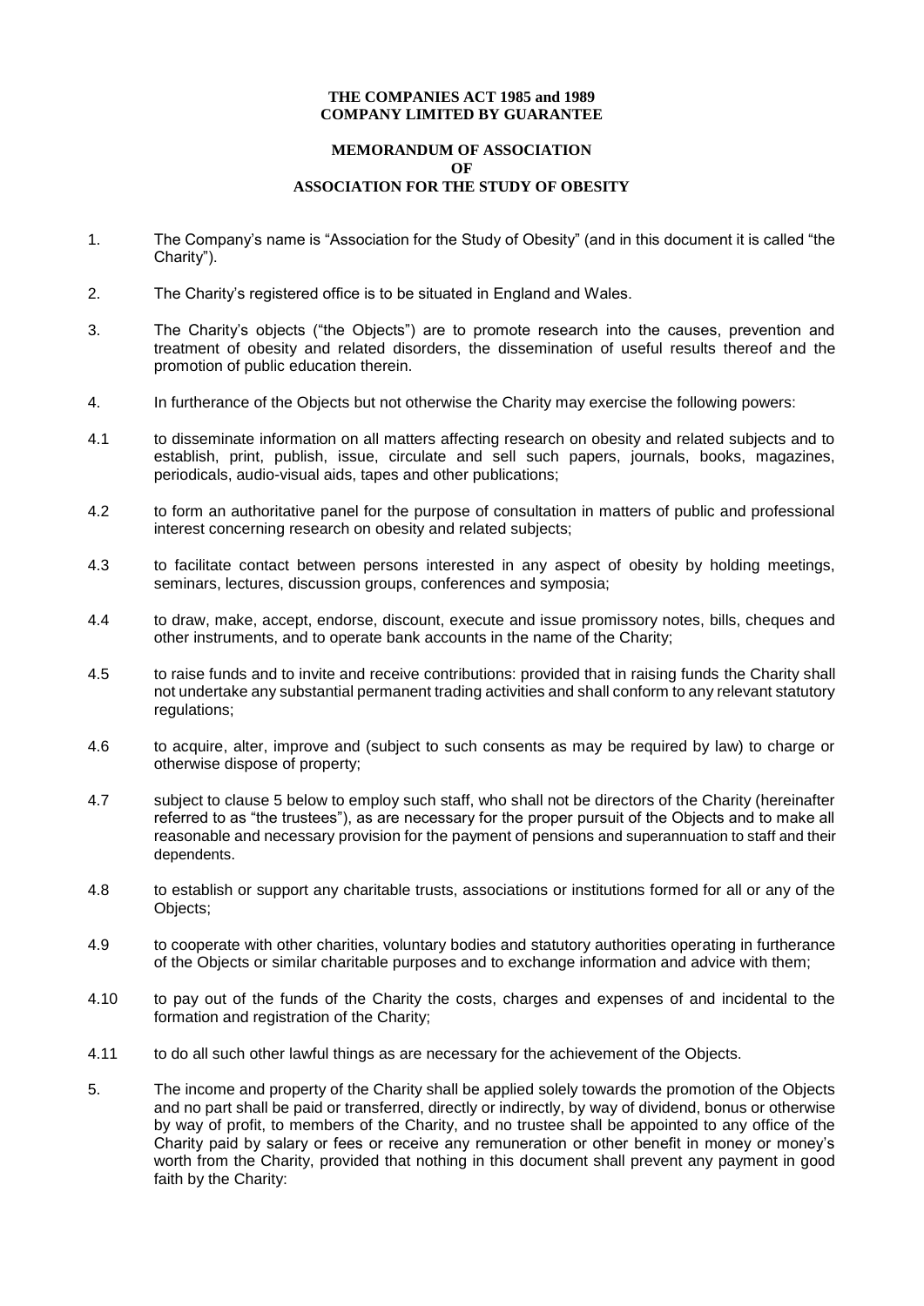**THE COMPANIES ACT 1985 and 1989**
**COMPANY LIMITED BY GUARANTEE**

# MEMORANDUM OF ASSOCIATION OF ASSOCIATION FOR THE STUDY OF OBESITY

1. The Company's name is "Association for the Study of Obesity" (and in this document it is called "the Charity").

2. The Charity's registered office is to be situated in England and Wales.

3. The Charity's objects ("the Objects") are to promote research into the causes, prevention and treatment of obesity and related disorders, the dissemination of useful results thereof and the promotion of public education therein.

4. In furtherance of the Objects but not otherwise the Charity may exercise the following powers:

4.1 to disseminate information on all matters affecting research on obesity and related subjects and to establish, print, publish, issue, circulate and sell such papers, journals, books, magazines, periodicals, audio-visual aids, tapes and other publications;

4.2 to form an authoritative panel for the purpose of consultation in matters of public and professional interest concerning research on obesity and related subjects;

4.3 to facilitate contact between persons interested in any aspect of obesity by holding meetings, seminars, lectures, discussion groups, conferences and symposia;

4.4 to draw, make, accept, endorse, discount, execute and issue promissory notes, bills, cheques and other instruments, and to operate bank accounts in the name of the Charity;

4.5 to raise funds and to invite and receive contributions: provided that in raising funds the Charity shall not undertake any substantial permanent trading activities and shall conform to any relevant statutory regulations;

4.6 to acquire, alter, improve and (subject to such consents as may be required by law) to charge or otherwise dispose of property;

4.7 subject to clause 5 below to employ such staff, who shall not be directors of the Charity (hereinafter referred to as "the trustees"), as are necessary for the proper pursuit of the Objects and to make all reasonable and necessary provision for the payment of pensions and superannuation to staff and their dependents.

4.8 to establish or support any charitable trusts, associations or institutions formed for all or any of the Objects;

4.9 to cooperate with other charities, voluntary bodies and statutory authorities operating in furtherance of the Objects or similar charitable purposes and to exchange information and advice with them;

4.10 to pay out of the funds of the Charity the costs, charges and expenses of and incidental to the formation and registration of the Charity;

4.11 to do all such other lawful things as are necessary for the achievement of the Objects.

5. The income and property of the Charity shall be applied solely towards the promotion of the Objects and no part shall be paid or transferred, directly or indirectly, by way of dividend, bonus or otherwise by way of profit, to members of the Charity, and no trustee shall be appointed to any office of the Charity paid by salary or fees or receive any remuneration or other benefit in money or money's worth from the Charity, provided that nothing in this document shall prevent any payment in good faith by the Charity: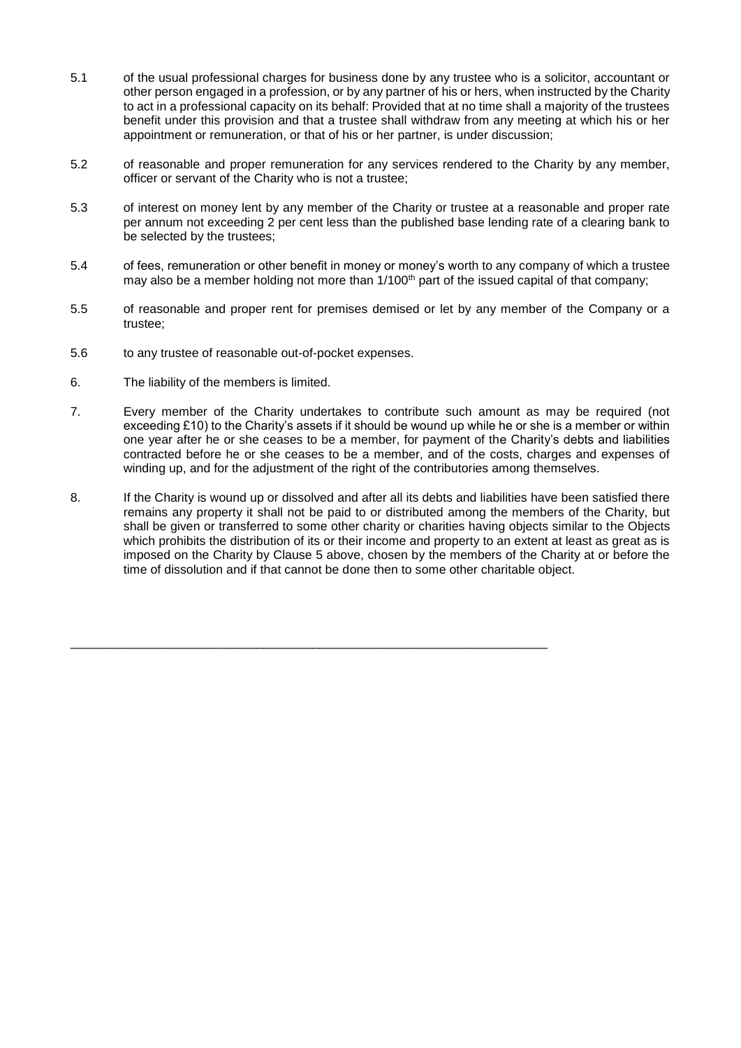5.1 of the usual professional charges for business done by any trustee who is a solicitor, accountant or other person engaged in a profession, or by any partner of his or hers, when instructed by the Charity to act in a professional capacity on its behalf: Provided that at no time shall a majority of the trustees benefit under this provision and that a trustee shall withdraw from any meeting at which his or her appointment or remuneration, or that of his or her partner, is under discussion;

5.2 of reasonable and proper remuneration for any services rendered to the Charity by any member, officer or servant of the Charity who is not a trustee;

5.3 of interest on money lent by any member of the Charity or trustee at a reasonable and proper rate per annum not exceeding 2 per cent less than the published base lending rate of a clearing bank to be selected by the trustees;

5.4 of fees, remuneration or other benefit in money or money's worth to any company of which a trustee may also be a member holding not more than 1/100th part of the issued capital of that company;

5.5 of reasonable and proper rent for premises demised or let by any member of the Company or a trustee;

5.6 to any trustee of reasonable out-of-pocket expenses.

6. The liability of the members is limited.

7. Every member of the Charity undertakes to contribute such amount as may be required (not exceeding £10) to the Charity's assets if it should be wound up while he or she is a member or within one year after he or she ceases to be a member, for payment of the Charity's debts and liabilities contracted before he or she ceases to be a member, and of the costs, charges and expenses of winding up, and for the adjustment of the right of the contributories among themselves.

8. If the Charity is wound up or dissolved and after all its debts and liabilities have been satisfied there remains any property it shall not be paid to or distributed among the members of the Charity, but shall be given or transferred to some other charity or charities having objects similar to the Objects which prohibits the distribution of its or their income and property to an extent at least as great as is imposed on the Charity by Clause 5 above, chosen by the members of the Charity at or before the time of dissolution and if that cannot be done then to some other charitable object.

---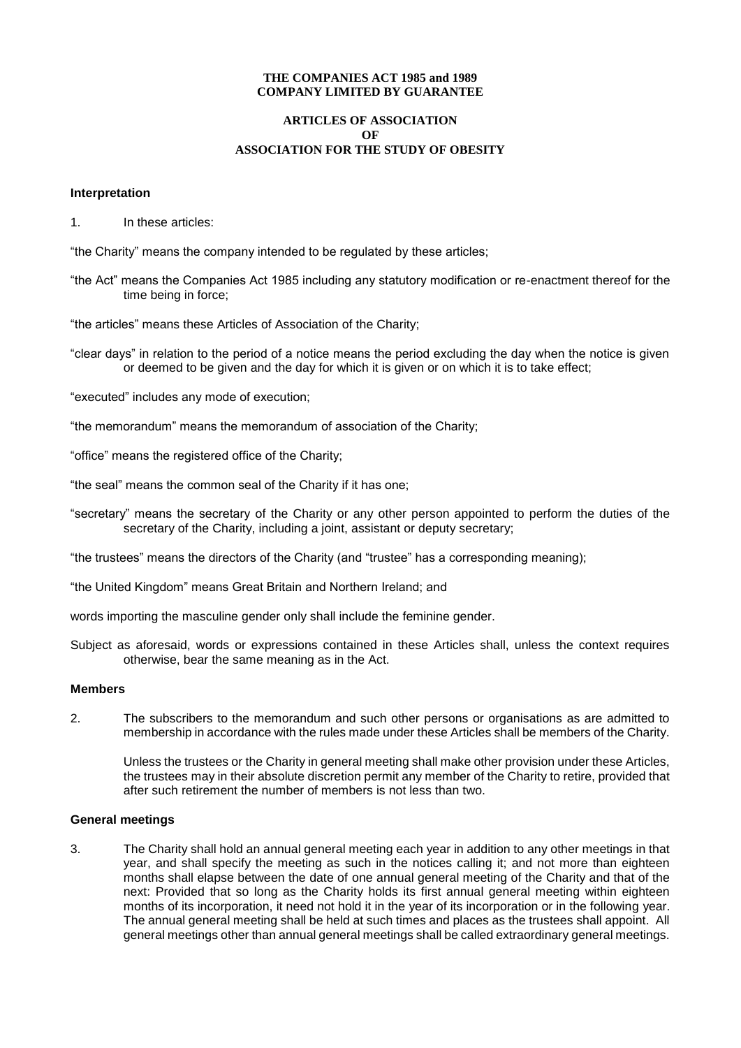**THE COMPANIES ACT 1985 and 1989**
**COMPANY LIMITED BY GUARANTEE**

**ARTICLES OF ASSOCIATION**
**OF**
**ASSOCIATION FOR THE STUDY OF OBESITY**

### Interpretation

1. In these articles:

"the Charity" means the company intended to be regulated by these articles;

"the Act" means the Companies Act 1985 including any statutory modification or re-enactment thereof for the time being in force;

"the articles" means these Articles of Association of the Charity;

"clear days" in relation to the period of a notice means the period excluding the day when the notice is given or deemed to be given and the day for which it is given or on which it is to take effect;

"executed" includes any mode of execution;

"the memorandum" means the memorandum of association of the Charity;

"office" means the registered office of the Charity;

"the seal" means the common seal of the Charity if it has one;

"secretary" means the secretary of the Charity or any other person appointed to perform the duties of the secretary of the Charity, including a joint, assistant or deputy secretary;

"the trustees" means the directors of the Charity (and "trustee" has a corresponding meaning);

"the United Kingdom" means Great Britain and Northern Ireland; and

words importing the masculine gender only shall include the feminine gender.

Subject as aforesaid, words or expressions contained in these Articles shall, unless the context requires otherwise, bear the same meaning as in the Act.

### Members

2. The subscribers to the memorandum and such other persons or organisations as are admitted to membership in accordance with the rules made under these Articles shall be members of the Charity.

   Unless the trustees or the Charity in general meeting shall make other provision under these Articles, the trustees may in their absolute discretion permit any member of the Charity to retire, provided that after such retirement the number of members is not less than two.

### General meetings

3. The Charity shall hold an annual general meeting each year in addition to any other meetings in that year, and shall specify the meeting as such in the notices calling it; and not more than eighteen months shall elapse between the date of one annual general meeting of the Charity and that of the next: Provided that so long as the Charity holds its first annual general meeting within eighteen months of its incorporation, it need not hold it in the year of its incorporation or in the following year. The annual general meeting shall be held at such times and places as the trustees shall appoint. All general meetings other than annual general meetings shall be called extraordinary general meetings.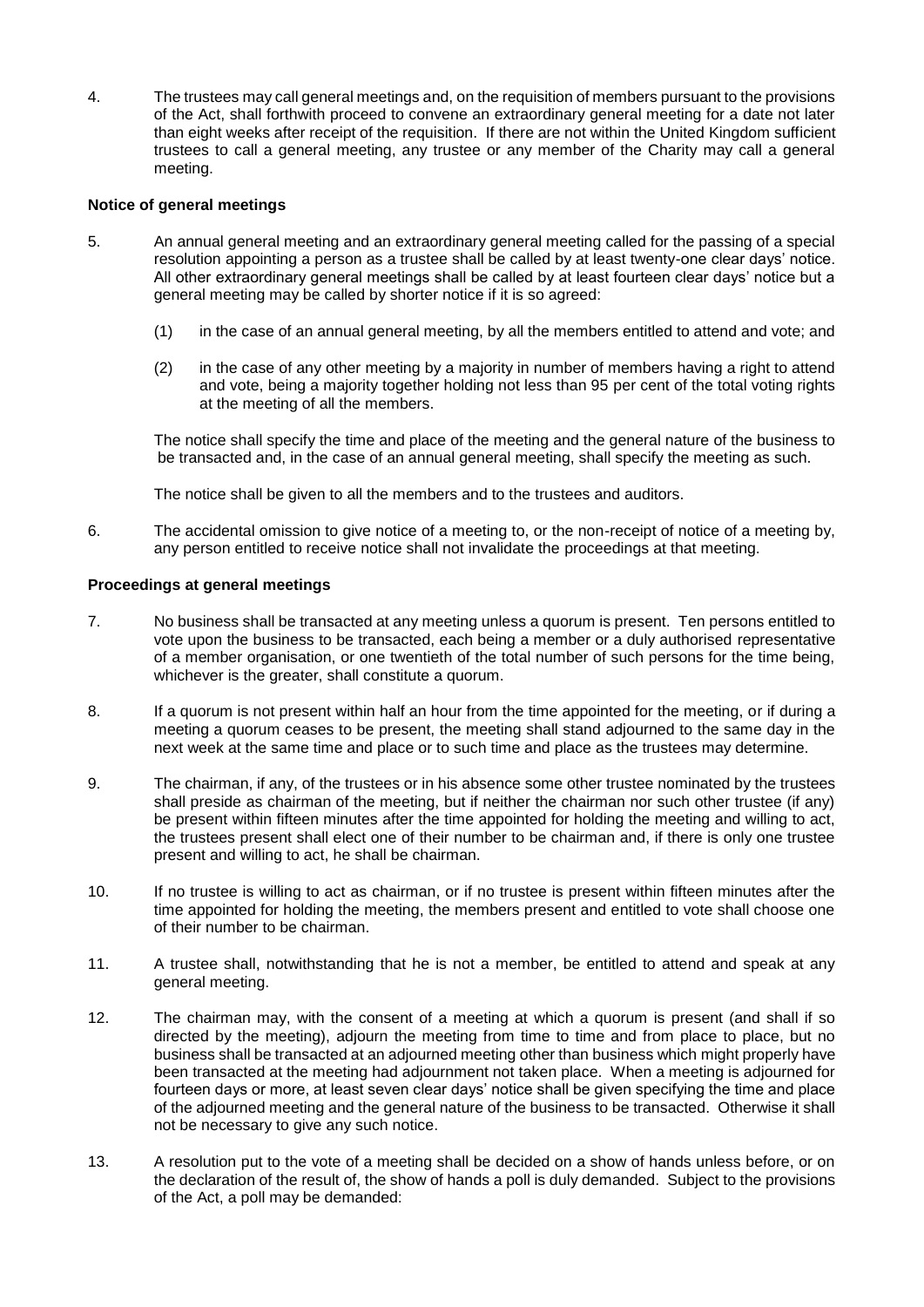4. The trustees may call general meetings and, on the requisition of members pursuant to the provisions of the Act, shall forthwith proceed to convene an extraordinary general meeting for a date not later than eight weeks after receipt of the requisition. If there are not within the United Kingdom sufficient trustees to call a general meeting, any trustee or any member of the Charity may call a general meeting.

**Notice of general meetings**

5. An annual general meeting and an extraordinary general meeting called for the passing of a special resolution appointing a person as a trustee shall be called by at least twenty-one clear days' notice. All other extraordinary general meetings shall be called by at least fourteen clear days' notice but a general meeting may be called by shorter notice if it is so agreed:

   (1) in the case of an annual general meeting, by all the members entitled to attend and vote; and

   (2) in the case of any other meeting by a majority in number of members having a right to attend and vote, being a majority together holding not less than 95 per cent of the total voting rights at the meeting of all the members.

   The notice shall specify the time and place of the meeting and the general nature of the business to be transacted and, in the case of an annual general meeting, shall specify the meeting as such.

   The notice shall be given to all the members and to the trustees and auditors.

6. The accidental omission to give notice of a meeting to, or the non-receipt of notice of a meeting by, any person entitled to receive notice shall not invalidate the proceedings at that meeting.

**Proceedings at general meetings**

7. No business shall be transacted at any meeting unless a quorum is present. Ten persons entitled to vote upon the business to be transacted, each being a member or a duly authorised representative of a member organisation, or one twentieth of the total number of such persons for the time being, whichever is the greater, shall constitute a quorum.

8. If a quorum is not present within half an hour from the time appointed for the meeting, or if during a meeting a quorum ceases to be present, the meeting shall stand adjourned to the same day in the next week at the same time and place or to such time and place as the trustees may determine.

9. The chairman, if any, of the trustees or in his absence some other trustee nominated by the trustees shall preside as chairman of the meeting, but if neither the chairman nor such other trustee (if any) be present within fifteen minutes after the time appointed for holding the meeting and willing to act, the trustees present shall elect one of their number to be chairman and, if there is only one trustee present and willing to act, he shall be chairman.

10. If no trustee is willing to act as chairman, or if no trustee is present within fifteen minutes after the time appointed for holding the meeting, the members present and entitled to vote shall choose one of their number to be chairman.

11. A trustee shall, notwithstanding that he is not a member, be entitled to attend and speak at any general meeting.

12. The chairman may, with the consent of a meeting at which a quorum is present (and shall if so directed by the meeting), adjourn the meeting from time to time and from place to place, but no business shall be transacted at an adjourned meeting other than business which might properly have been transacted at the meeting had adjournment not taken place. When a meeting is adjourned for fourteen days or more, at least seven clear days' notice shall be given specifying the time and place of the adjourned meeting and the general nature of the business to be transacted. Otherwise it shall not be necessary to give any such notice.

13. A resolution put to the vote of a meeting shall be decided on a show of hands unless before, or on the declaration of the result of, the show of hands a poll is duly demanded. Subject to the provisions of the Act, a poll may be demanded: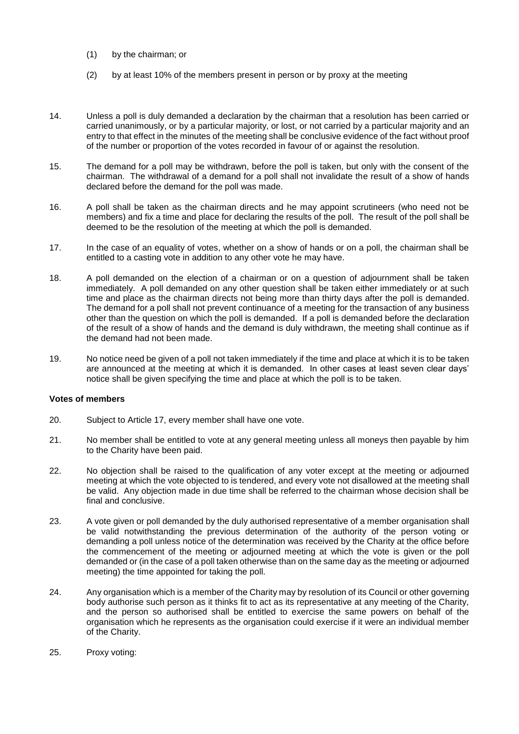(1) by the chairman; or

(2) by at least 10% of the members present in person or by proxy at the meeting

14. Unless a poll is duly demanded a declaration by the chairman that a resolution has been carried or carried unanimously, or by a particular majority, or lost, or not carried by a particular majority and an entry to that effect in the minutes of the meeting shall be conclusive evidence of the fact without proof of the number or proportion of the votes recorded in favour of or against the resolution.

15. The demand for a poll may be withdrawn, before the poll is taken, but only with the consent of the chairman. The withdrawal of a demand for a poll shall not invalidate the result of a show of hands declared before the demand for the poll was made.

16. A poll shall be taken as the chairman directs and he may appoint scrutineers (who need not be members) and fix a time and place for declaring the results of the poll. The result of the poll shall be deemed to be the resolution of the meeting at which the poll is demanded.

17. In the case of an equality of votes, whether on a show of hands or on a poll, the chairman shall be entitled to a casting vote in addition to any other vote he may have.

18. A poll demanded on the election of a chairman or on a question of adjournment shall be taken immediately. A poll demanded on any other question shall be taken either immediately or at such time and place as the chairman directs not being more than thirty days after the poll is demanded. The demand for a poll shall not prevent continuance of a meeting for the transaction of any business other than the question on which the poll is demanded. If a poll is demanded before the declaration of the result of a show of hands and the demand is duly withdrawn, the meeting shall continue as if the demand had not been made.

19. No notice need be given of a poll not taken immediately if the time and place at which it is to be taken are announced at the meeting at which it is demanded. In other cases at least seven clear days' notice shall be given specifying the time and place at which the poll is to be taken.

**Votes of members**

20. Subject to Article 17, every member shall have one vote.

21. No member shall be entitled to vote at any general meeting unless all moneys then payable by him to the Charity have been paid.

22. No objection shall be raised to the qualification of any voter except at the meeting or adjourned meeting at which the vote objected to is tendered, and every vote not disallowed at the meeting shall be valid. Any objection made in due time shall be referred to the chairman whose decision shall be final and conclusive.

23. A vote given or poll demanded by the duly authorised representative of a member organisation shall be valid notwithstanding the previous determination of the authority of the person voting or demanding a poll unless notice of the determination was received by the Charity at the office before the commencement of the meeting or adjourned meeting at which the vote is given or the poll demanded or (in the case of a poll taken otherwise than on the same day as the meeting or adjourned meeting) the time appointed for taking the poll.

24. Any organisation which is a member of the Charity may by resolution of its Council or other governing body authorise such person as it thinks fit to act as its representative at any meeting of the Charity, and the person so authorised shall be entitled to exercise the same powers on behalf of the organisation which he represents as the organisation could exercise if it were an individual member of the Charity.

25. Proxy voting: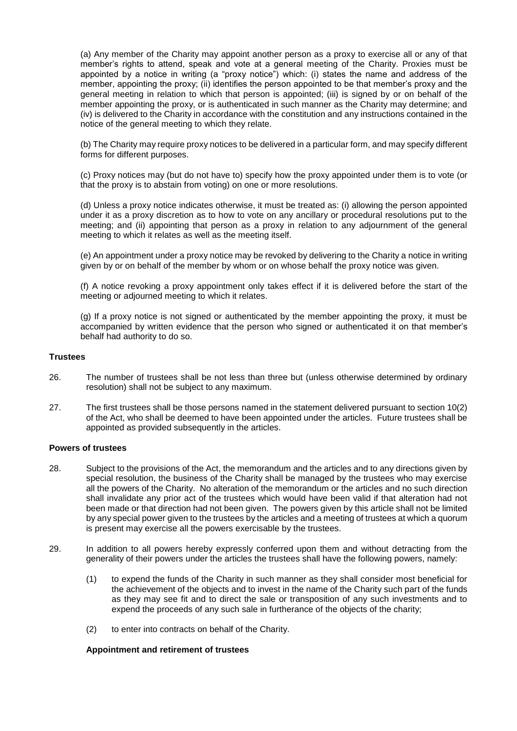(a) Any member of the Charity may appoint another person as a proxy to exercise all or any of that member's rights to attend, speak and vote at a general meeting of the Charity. Proxies must be appointed by a notice in writing (a "proxy notice") which: (i) states the name and address of the member, appointing the proxy; (ii) identifies the person appointed to be that member's proxy and the general meeting in relation to which that person is appointed; (iii) is signed by or on behalf of the member appointing the proxy, or is authenticated in such manner as the Charity may determine; and (iv) is delivered to the Charity in accordance with the constitution and any instructions contained in the notice of the general meeting to which they relate.

(b) The Charity may require proxy notices to be delivered in a particular form, and may specify different forms for different purposes.

(c) Proxy notices may (but do not have to) specify how the proxy appointed under them is to vote (or that the proxy is to abstain from voting) on one or more resolutions.

(d) Unless a proxy notice indicates otherwise, it must be treated as: (i) allowing the person appointed under it as a proxy discretion as to how to vote on any ancillary or procedural resolutions put to the meeting; and (ii) appointing that person as a proxy in relation to any adjournment of the general meeting to which it relates as well as the meeting itself.

(e) An appointment under a proxy notice may be revoked by delivering to the Charity a notice in writing given by or on behalf of the member by whom or on whose behalf the proxy notice was given.

(f) A notice revoking a proxy appointment only takes effect if it is delivered before the start of the meeting or adjourned meeting to which it relates.

(g) If a proxy notice is not signed or authenticated by the member appointing the proxy, it must be accompanied by written evidence that the person who signed or authenticated it on that member's behalf had authority to do so.

**Trustees**

26. The number of trustees shall be not less than three but (unless otherwise determined by ordinary resolution) shall not be subject to any maximum.

27. The first trustees shall be those persons named in the statement delivered pursuant to section 10(2) of the Act, who shall be deemed to have been appointed under the articles. Future trustees shall be appointed as provided subsequently in the articles.

**Powers of trustees**

28. Subject to the provisions of the Act, the memorandum and the articles and to any directions given by special resolution, the business of the Charity shall be managed by the trustees who may exercise all the powers of the Charity. No alteration of the memorandum or the articles and no such direction shall invalidate any prior act of the trustees which would have been valid if that alteration had not been made or that direction had not been given. The powers given by this article shall not be limited by any special power given to the trustees by the articles and a meeting of trustees at which a quorum is present may exercise all the powers exercisable by the trustees.

29. In addition to all powers hereby expressly conferred upon them and without detracting from the generality of their powers under the articles the trustees shall have the following powers, namely:

    (1) to expend the funds of the Charity in such manner as they shall consider most beneficial for the achievement of the objects and to invest in the name of the Charity such part of the funds as they may see fit and to direct the sale or transposition of any such investments and to expend the proceeds of any such sale in furtherance of the objects of the charity;

    (2) to enter into contracts on behalf of the Charity.

**Appointment and retirement of trustees**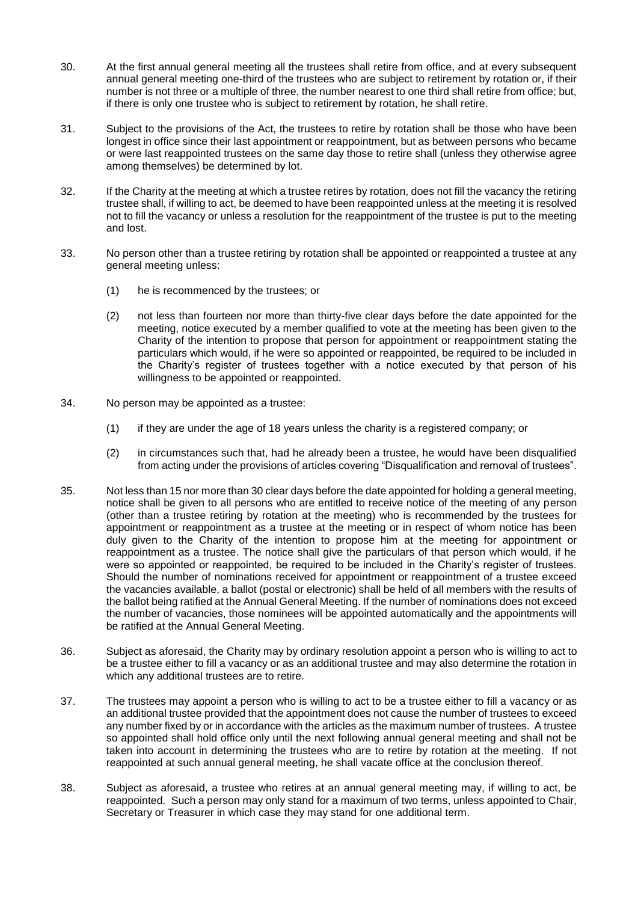30. At the first annual general meeting all the trustees shall retire from office, and at every subsequent annual general meeting one-third of the trustees who are subject to retirement by rotation or, if their number is not three or a multiple of three, the number nearest to one third shall retire from office; but, if there is only one trustee who is subject to retirement by rotation, he shall retire.

31. Subject to the provisions of the Act, the trustees to retire by rotation shall be those who have been longest in office since their last appointment or reappointment, but as between persons who became or were last reappointed trustees on the same day those to retire shall (unless they otherwise agree among themselves) be determined by lot.

32. If the Charity at the meeting at which a trustee retires by rotation, does not fill the vacancy the retiring trustee shall, if willing to act, be deemed to have been reappointed unless at the meeting it is resolved not to fill the vacancy or unless a resolution for the reappointment of the trustee is put to the meeting and lost.

33. No person other than a trustee retiring by rotation shall be appointed or reappointed a trustee at any general meeting unless:

    (1) he is recommenced by the trustees; or

    (2) not less than fourteen nor more than thirty-five clear days before the date appointed for the meeting, notice executed by a member qualified to vote at the meeting has been given to the Charity of the intention to propose that person for appointment or reappointment stating the particulars which would, if he were so appointed or reappointed, be required to be included in the Charity's register of trustees together with a notice executed by that person of his willingness to be appointed or reappointed.

34. No person may be appointed as a trustee:

    (1) if they are under the age of 18 years unless the charity is a registered company; or

    (2) in circumstances such that, had he already been a trustee, he would have been disqualified from acting under the provisions of articles covering "Disqualification and removal of trustees".

35. Not less than 15 nor more than 30 clear days before the date appointed for holding a general meeting, notice shall be given to all persons who are entitled to receive notice of the meeting of any person (other than a trustee retiring by rotation at the meeting) who is recommended by the trustees for appointment or reappointment as a trustee at the meeting or in respect of whom notice has been duly given to the Charity of the intention to propose him at the meeting for appointment or reappointment as a trustee. The notice shall give the particulars of that person which would, if he were so appointed or reappointed, be required to be included in the Charity's register of trustees. Should the number of nominations received for appointment or reappointment of a trustee exceed the vacancies available, a ballot (postal or electronic) shall be held of all members with the results of the ballot being ratified at the Annual General Meeting. If the number of nominations does not exceed the number of vacancies, those nominees will be appointed automatically and the appointments will be ratified at the Annual General Meeting.

36. Subject as aforesaid, the Charity may by ordinary resolution appoint a person who is willing to act to be a trustee either to fill a vacancy or as an additional trustee and may also determine the rotation in which any additional trustees are to retire.

37. The trustees may appoint a person who is willing to act to be a trustee either to fill a vacancy or as an additional trustee provided that the appointment does not cause the number of trustees to exceed any number fixed by or in accordance with the articles as the maximum number of trustees. A trustee so appointed shall hold office only until the next following annual general meeting and shall not be taken into account in determining the trustees who are to retire by rotation at the meeting. If not reappointed at such annual general meeting, he shall vacate office at the conclusion thereof.

38. Subject as aforesaid, a trustee who retires at an annual general meeting may, if willing to act, be reappointed. Such a person may only stand for a maximum of two terms, unless appointed to Chair, Secretary or Treasurer in which case they may stand for one additional term.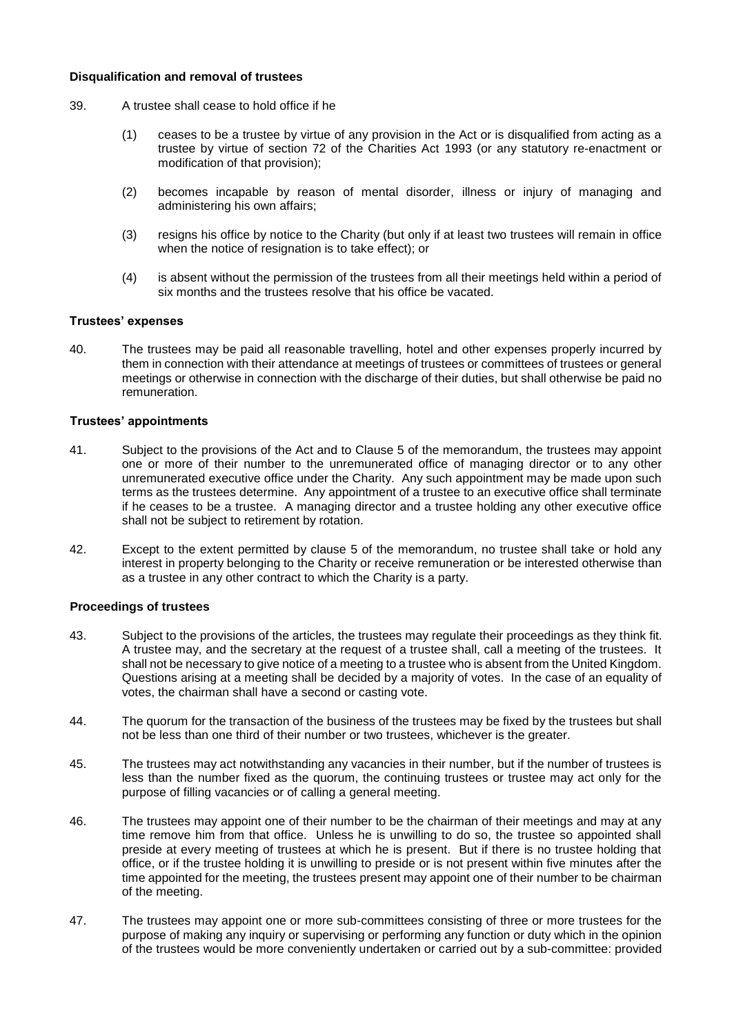**Disqualification and removal of trustees**

39. A trustee shall cease to hold office if he

    (1) ceases to be a trustee by virtue of any provision in the Act or is disqualified from acting as a trustee by virtue of section 72 of the Charities Act 1993 (or any statutory re-enactment or modification of that provision);

    (2) becomes incapable by reason of mental disorder, illness or injury of managing and administering his own affairs;

    (3) resigns his office by notice to the Charity (but only if at least two trustees will remain in office when the notice of resignation is to take effect); or

    (4) is absent without the permission of the trustees from all their meetings held within a period of six months and the trustees resolve that his office be vacated.

**Trustees' expenses**

40. The trustees may be paid all reasonable travelling, hotel and other expenses properly incurred by them in connection with their attendance at meetings of trustees or committees of trustees or general meetings or otherwise in connection with the discharge of their duties, but shall otherwise be paid no remuneration.

**Trustees' appointments**

41. Subject to the provisions of the Act and to Clause 5 of the memorandum, the trustees may appoint one or more of their number to the unremunerated office of managing director or to any other unremunerated executive office under the Charity. Any such appointment may be made upon such terms as the trustees determine. Any appointment of a trustee to an executive office shall terminate if he ceases to be a trustee. A managing director and a trustee holding any other executive office shall not be subject to retirement by rotation.

42. Except to the extent permitted by clause 5 of the memorandum, no trustee shall take or hold any interest in property belonging to the Charity or receive remuneration or be interested otherwise than as a trustee in any other contract to which the Charity is a party.

**Proceedings of trustees**

43. Subject to the provisions of the articles, the trustees may regulate their proceedings as they think fit. A trustee may, and the secretary at the request of a trustee shall, call a meeting of the trustees. It shall not be necessary to give notice of a meeting to a trustee who is absent from the United Kingdom. Questions arising at a meeting shall be decided by a majority of votes. In the case of an equality of votes, the chairman shall have a second or casting vote.

44. The quorum for the transaction of the business of the trustees may be fixed by the trustees but shall not be less than one third of their number or two trustees, whichever is the greater.

45. The trustees may act notwithstanding any vacancies in their number, but if the number of trustees is less than the number fixed as the quorum, the continuing trustees or trustee may act only for the purpose of filling vacancies or of calling a general meeting.

46. The trustees may appoint one of their number to be the chairman of their meetings and may at any time remove him from that office. Unless he is unwilling to do so, the trustee so appointed shall preside at every meeting of trustees at which he is present. But if there is no trustee holding that office, or if the trustee holding it is unwilling to preside or is not present within five minutes after the time appointed for the meeting, the trustees present may appoint one of their number to be chairman of the meeting.

47. The trustees may appoint one or more sub-committees consisting of three or more trustees for the purpose of making any inquiry or supervising or performing any function or duty which in the opinion of the trustees would be more conveniently undertaken or carried out by a sub-committee: provided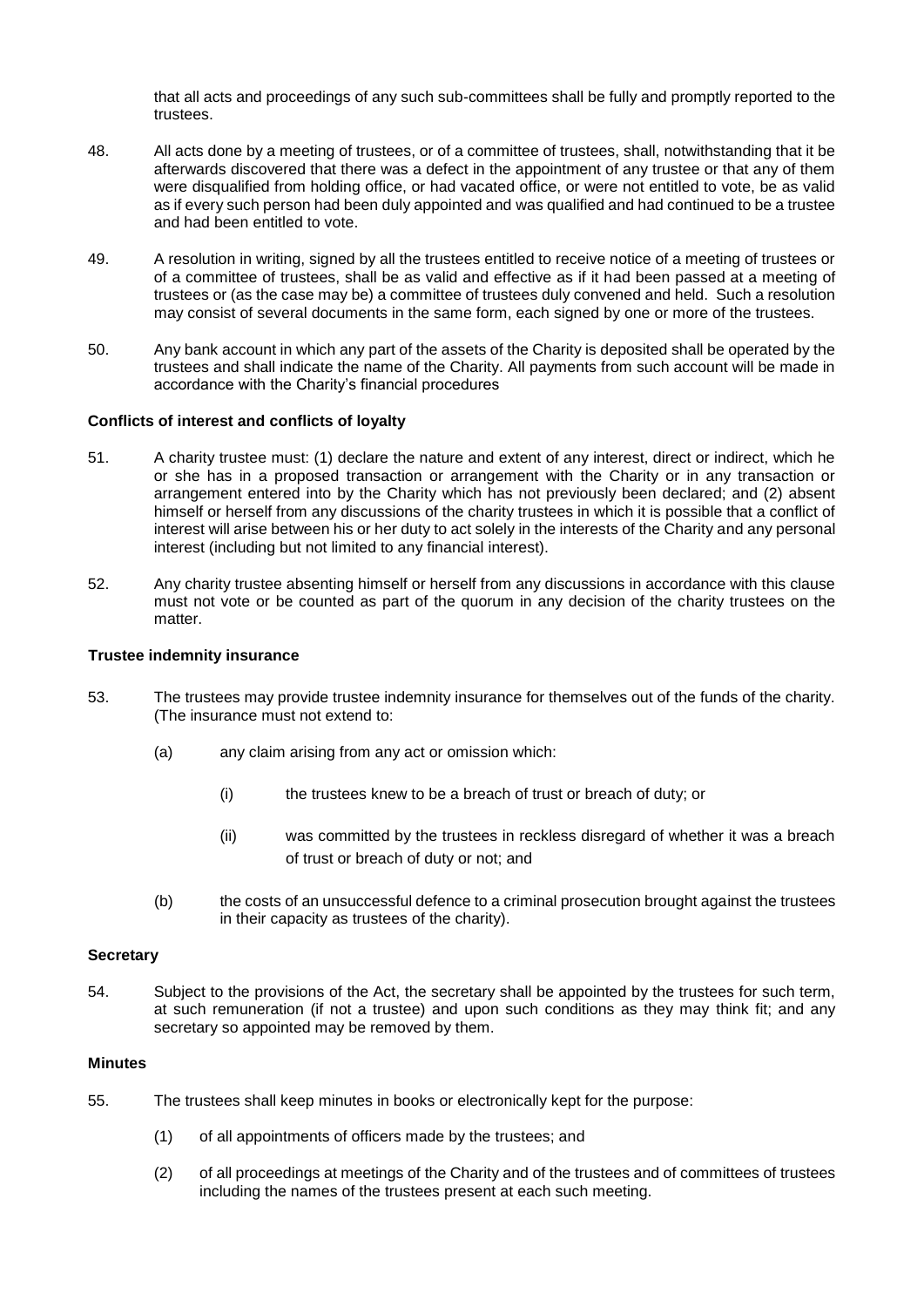that all acts and proceedings of any such sub-committees shall be fully and promptly reported to the trustees.

48. All acts done by a meeting of trustees, or of a committee of trustees, shall, notwithstanding that it be afterwards discovered that there was a defect in the appointment of any trustee or that any of them were disqualified from holding office, or had vacated office, or were not entitled to vote, be as valid as if every such person had been duly appointed and was qualified and had continued to be a trustee and had been entitled to vote.

49. A resolution in writing, signed by all the trustees entitled to receive notice of a meeting of trustees or of a committee of trustees, shall be as valid and effective as if it had been passed at a meeting of trustees or (as the case may be) a committee of trustees duly convened and held. Such a resolution may consist of several documents in the same form, each signed by one or more of the trustees.

50. Any bank account in which any part of the assets of the Charity is deposited shall be operated by the trustees and shall indicate the name of the Charity. All payments from such account will be made in accordance with the Charity's financial procedures

**Conflicts of interest and conflicts of loyalty**

51. A charity trustee must: (1) declare the nature and extent of any interest, direct or indirect, which he or she has in a proposed transaction or arrangement with the Charity or in any transaction or arrangement entered into by the Charity which has not previously been declared; and (2) absent himself or herself from any discussions of the charity trustees in which it is possible that a conflict of interest will arise between his or her duty to act solely in the interests of the Charity and any personal interest (including but not limited to any financial interest).

52. Any charity trustee absenting himself or herself from any discussions in accordance with this clause must not vote or be counted as part of the quorum in any decision of the charity trustees on the matter.

**Trustee indemnity insurance**

53. The trustees may provide trustee indemnity insurance for themselves out of the funds of the charity. (The insurance must not extend to:

    (a) any claim arising from any act or omission which:

        (i) the trustees knew to be a breach of trust or breach of duty; or

        (ii) was committed by the trustees in reckless disregard of whether it was a breach of trust or breach of duty or not; and

    (b) the costs of an unsuccessful defence to a criminal prosecution brought against the trustees in their capacity as trustees of the charity).

**Secretary**

54. Subject to the provisions of the Act, the secretary shall be appointed by the trustees for such term, at such remuneration (if not a trustee) and upon such conditions as they may think fit; and any secretary so appointed may be removed by them.

**Minutes**

55. The trustees shall keep minutes in books or electronically kept for the purpose:

    (1) of all appointments of officers made by the trustees; and

    (2) of all proceedings at meetings of the Charity and of the trustees and of committees of trustees including the names of the trustees present at each such meeting.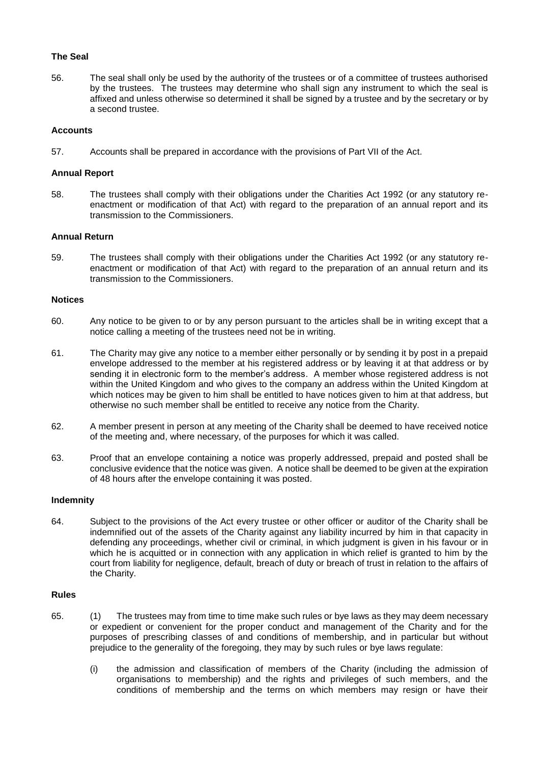**The Seal**

56. The seal shall only be used by the authority of the trustees or of a committee of trustees authorised by the trustees. The trustees may determine who shall sign any instrument to which the seal is affixed and unless otherwise so determined it shall be signed by a trustee and by the secretary or by a second trustee.

**Accounts**

57. Accounts shall be prepared in accordance with the provisions of Part VII of the Act.

**Annual Report**

58. The trustees shall comply with their obligations under the Charities Act 1992 (or any statutory re-enactment or modification of that Act) with regard to the preparation of an annual report and its transmission to the Commissioners.

**Annual Return**

59. The trustees shall comply with their obligations under the Charities Act 1992 (or any statutory re-enactment or modification of that Act) with regard to the preparation of an annual return and its transmission to the Commissioners.

**Notices**

60. Any notice to be given to or by any person pursuant to the articles shall be in writing except that a notice calling a meeting of the trustees need not be in writing.

61. The Charity may give any notice to a member either personally or by sending it by post in a prepaid envelope addressed to the member at his registered address or by leaving it at that address or by sending it in electronic form to the member's address. A member whose registered address is not within the United Kingdom and who gives to the company an address within the United Kingdom at which notices may be given to him shall be entitled to have notices given to him at that address, but otherwise no such member shall be entitled to receive any notice from the Charity.

62. A member present in person at any meeting of the Charity shall be deemed to have received notice of the meeting and, where necessary, of the purposes for which it was called.

63. Proof that an envelope containing a notice was properly addressed, prepaid and posted shall be conclusive evidence that the notice was given. A notice shall be deemed to be given at the expiration of 48 hours after the envelope containing it was posted.

**Indemnity**

64. Subject to the provisions of the Act every trustee or other officer or auditor of the Charity shall be indemnified out of the assets of the Charity against any liability incurred by him in that capacity in defending any proceedings, whether civil or criminal, in which judgment is given in his favour or in which he is acquitted or in connection with any application in which relief is granted to him by the court from liability for negligence, default, breach of duty or breach of trust in relation to the affairs of the Charity.

**Rules**

65. (1) The trustees may from time to time make such rules or bye laws as they may deem necessary or expedient or convenient for the proper conduct and management of the Charity and for the purposes of prescribing classes of and conditions of membership, and in particular but without prejudice to the generality of the foregoing, they may by such rules or bye laws regulate:

   (i) the admission and classification of members of the Charity (including the admission of organisations to membership) and the rights and privileges of such members, and the conditions of membership and the terms on which members may resign or have their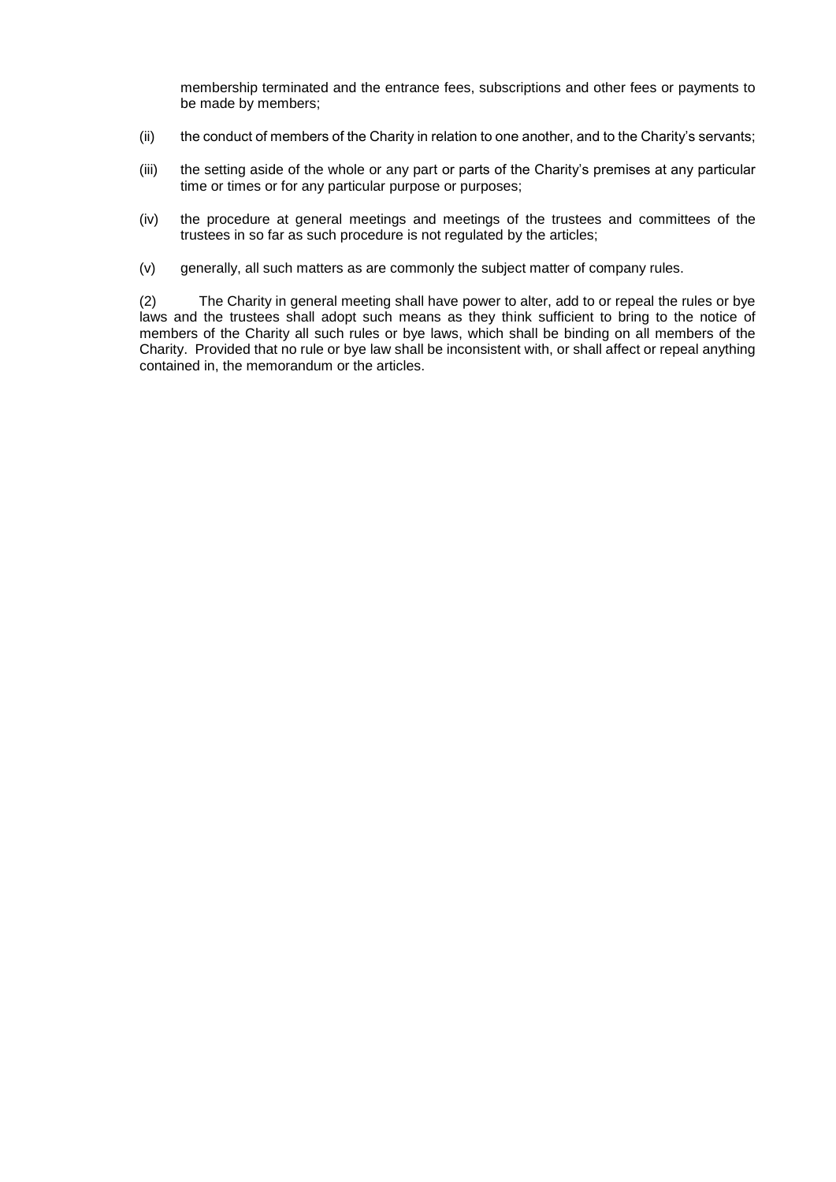membership terminated and the entrance fees, subscriptions and other fees or payments to be made by members;

(ii) the conduct of members of the Charity in relation to one another, and to the Charity's servants;

(iii) the setting aside of the whole or any part or parts of the Charity's premises at any particular time or times or for any particular purpose or purposes;

(iv) the procedure at general meetings and meetings of the trustees and committees of the trustees in so far as such procedure is not regulated by the articles;

(v) generally, all such matters as are commonly the subject matter of company rules.

(2) The Charity in general meeting shall have power to alter, add to or repeal the rules or bye laws and the trustees shall adopt such means as they think sufficient to bring to the notice of members of the Charity all such rules or bye laws, which shall be binding on all members of the Charity. Provided that no rule or bye law shall be inconsistent with, or shall affect or repeal anything contained in, the memorandum or the articles.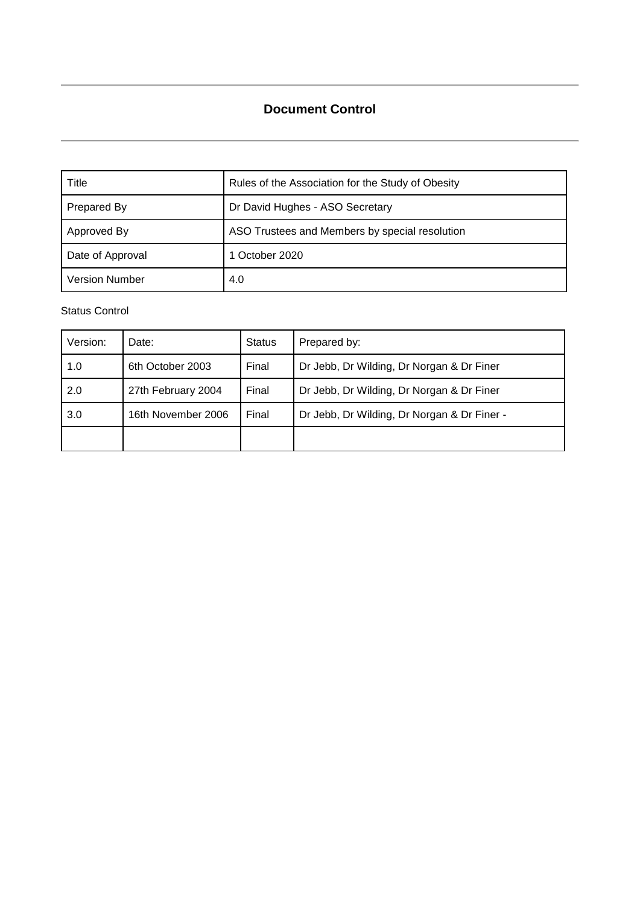## Document Control

| | |
|---|---|
| Title | Rules of the Association for the Study of Obesity |
| Prepared By | Dr David Hughes - ASO Secretary |
| Approved By | ASO Trustees and Members by special resolution |
| Date of Approval | 1 October 2020 |
| Version Number | 4.0 |

Status Control

| Version: | Date: | Status | Prepared by: |
|---|---|---|---|
| 1.0 | 6th October 2003 | Final | Dr Jebb, Dr Wilding, Dr Norgan & Dr Finer |
| 2.0 | 27th February 2004 | Final | Dr Jebb, Dr Wilding, Dr Norgan & Dr Finer |
| 3.0 | 16th November 2006 | Final | Dr Jebb, Dr Wilding, Dr Norgan & Dr Finer - |
| | | | |